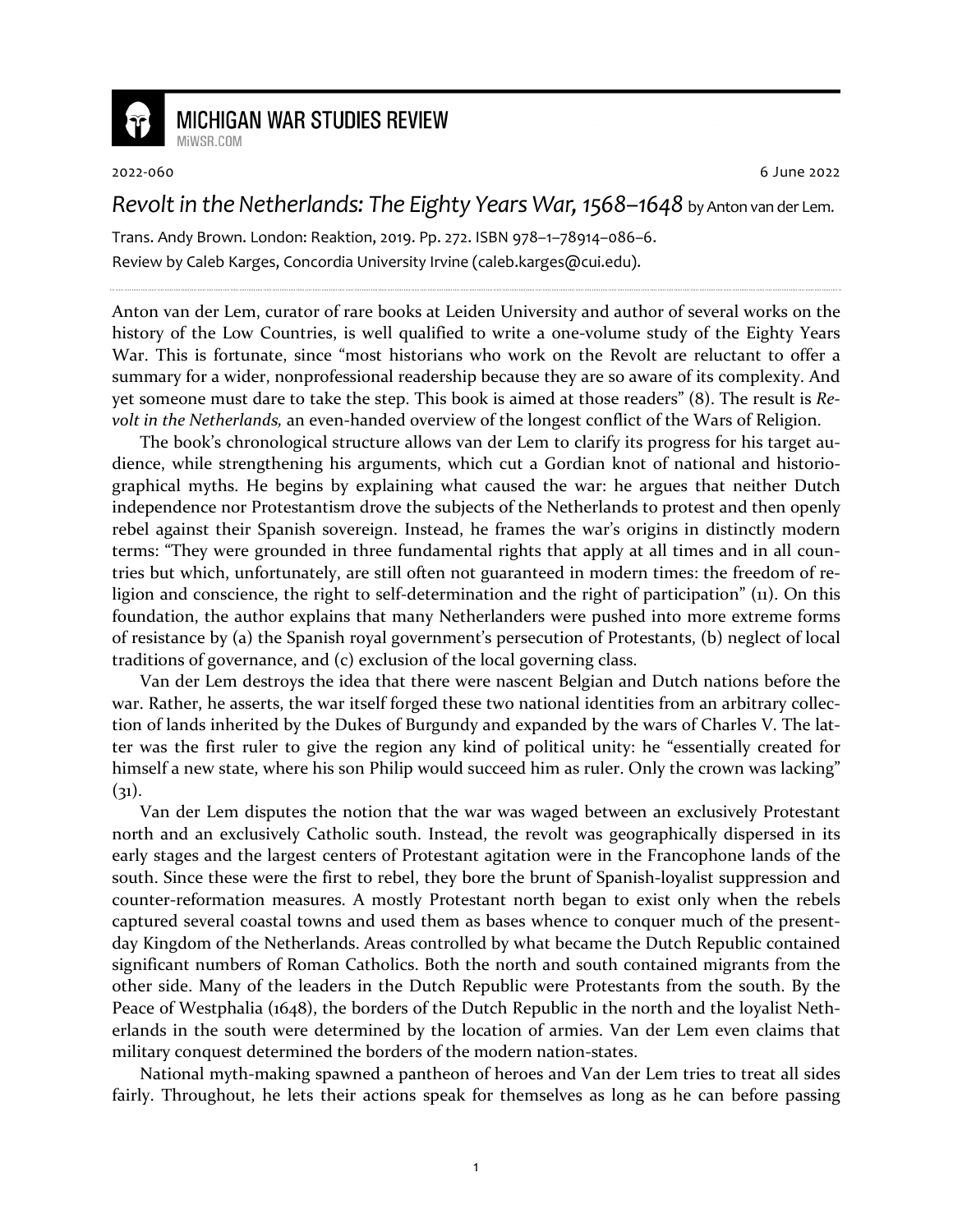MICHIGAN WAR STUDIES REVIEW
MiWSR.COM

2022-060 6 June 2022

# *Revolt in the Netherlands: The Eighty Years War, 1568–1648* by Anton van der Lem.

Trans. Andy Brown. London: Reaktion, 2019. Pp. 272. ISBN 978–1–78914–086–6.
Review by Caleb Karges, Concordia University Irvine (caleb.karges@cui.edu).

---

Anton van der Lem, curator of rare books at Leiden University and author of several works on the history of the Low Countries, is well qualified to write a one-volume study of the Eighty Years War. This is fortunate, since "most historians who work on the Revolt are reluctant to offer a summary for a wider, nonprofessional readership because they are so aware of its complexity. And yet someone must dare to take the step. This book is aimed at those readers" (8). The result is *Revolt in the Netherlands*, an even-handed overview of the longest conflict of the Wars of Religion.

The book's chronological structure allows van der Lem to clarify its progress for his target audience, while strengthening his arguments, which cut a Gordian knot of national and historiographical myths. He begins by explaining what caused the war: he argues that neither Dutch independence nor Protestantism drove the subjects of the Netherlands to protest and then openly rebel against their Spanish sovereign. Instead, he frames the war's origins in distinctly modern terms: "They were grounded in three fundamental rights that apply at all times and in all countries but which, unfortunately, are still often not guaranteed in modern times: the freedom of religion and conscience, the right to self-determination and the right of participation" (11). On this foundation, the author explains that many Netherlanders were pushed into more extreme forms of resistance by (a) the Spanish royal government's persecution of Protestants, (b) neglect of local traditions of governance, and (c) exclusion of the local governing class.

Van der Lem destroys the idea that there were nascent Belgian and Dutch nations before the war. Rather, he asserts, the war itself forged these two national identities from an arbitrary collection of lands inherited by the Dukes of Burgundy and expanded by the wars of Charles V. The latter was the first ruler to give the region any kind of political unity: he "essentially created for himself a new state, where his son Philip would succeed him as ruler. Only the crown was lacking" (31).

Van der Lem disputes the notion that the war was waged between an exclusively Protestant north and an exclusively Catholic south. Instead, the revolt was geographically dispersed in its early stages and the largest centers of Protestant agitation were in the Francophone lands of the south. Since these were the first to rebel, they bore the brunt of Spanish-loyalist suppression and counter-reformation measures. A mostly Protestant north began to exist only when the rebels captured several coastal towns and used them as bases whence to conquer much of the present-day Kingdom of the Netherlands. Areas controlled by what became the Dutch Republic contained significant numbers of Roman Catholics. Both the north and south contained migrants from the other side. Many of the leaders in the Dutch Republic were Protestants from the south. By the Peace of Westphalia (1648), the borders of the Dutch Republic in the north and the loyalist Netherlands in the south were determined by the location of armies. Van der Lem even claims that military conquest determined the borders of the modern nation-states.

National myth-making spawned a pantheon of heroes and Van der Lem tries to treat all sides fairly. Throughout, he lets their actions speak for themselves as long as he can before passing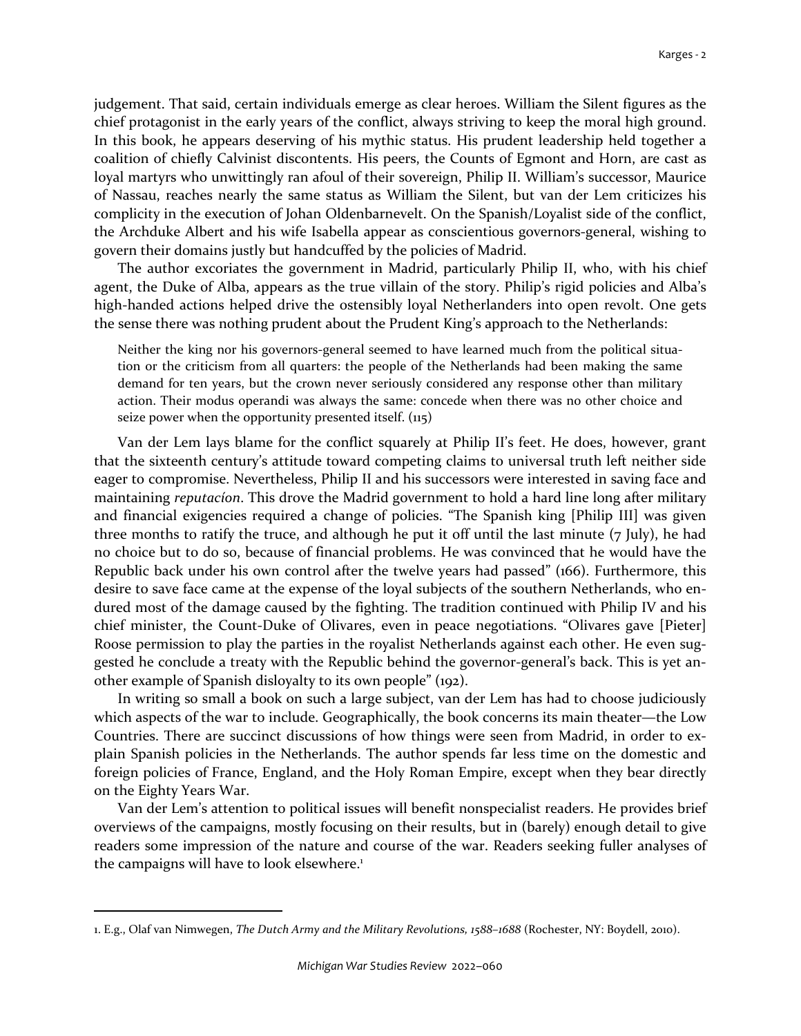judgement. That said, certain individuals emerge as clear heroes. William the Silent figures as the chief protagonist in the early years of the conflict, always striving to keep the moral high ground. In this book, he appears deserving of his mythic status. His prudent leadership held together a coalition of chiefly Calvinist discontents. His peers, the Counts of Egmont and Horn, are cast as loyal martyrs who unwittingly ran afoul of their sovereign, Philip II. William's successor, Maurice of Nassau, reaches nearly the same status as William the Silent, but van der Lem criticizes his complicity in the execution of Johan Oldenbarnevelt. On the Spanish/Loyalist side of the conflict, the Archduke Albert and his wife Isabella appear as conscientious governors-general, wishing to govern their domains justly but handcuffed by the policies of Madrid.

The author excoriates the government in Madrid, particularly Philip II, who, with his chief agent, the Duke of Alba, appears as the true villain of the story. Philip's rigid policies and Alba's high-handed actions helped drive the ostensibly loyal Netherlanders into open revolt. One gets the sense there was nothing prudent about the Prudent King's approach to the Netherlands:

> Neither the king nor his governors-general seemed to have learned much from the political situation or the criticism from all quarters: the people of the Netherlands had been making the same demand for ten years, but the crown never seriously considered any response other than military action. Their modus operandi was always the same: concede when there was no other choice and seize power when the opportunity presented itself. (115)

Van der Lem lays blame for the conflict squarely at Philip II's feet. He does, however, grant that the sixteenth century's attitude toward competing claims to universal truth left neither side eager to compromise. Nevertheless, Philip II and his successors were interested in saving face and maintaining *reputacíon*. This drove the Madrid government to hold a hard line long after military and financial exigencies required a change of policies. "The Spanish king [Philip III] was given three months to ratify the truce, and although he put it off until the last minute (7 July), he had no choice but to do so, because of financial problems. He was convinced that he would have the Republic back under his own control after the twelve years had passed" (166). Furthermore, this desire to save face came at the expense of the loyal subjects of the southern Netherlands, who endured most of the damage caused by the fighting. The tradition continued with Philip IV and his chief minister, the Count-Duke of Olivares, even in peace negotiations. "Olivares gave [Pieter] Roose permission to play the parties in the royalist Netherlands against each other. He even suggested he conclude a treaty with the Republic behind the governor-general's back. This is yet another example of Spanish disloyalty to its own people" (192).

In writing so small a book on such a large subject, van der Lem has had to choose judiciously which aspects of the war to include. Geographically, the book concerns its main theater—the Low Countries. There are succinct discussions of how things were seen from Madrid, in order to explain Spanish policies in the Netherlands. The author spends far less time on the domestic and foreign policies of France, England, and the Holy Roman Empire, except when they bear directly on the Eighty Years War.

Van der Lem's attention to political issues will benefit nonspecialist readers. He provides brief overviews of the campaigns, mostly focusing on their results, but in (barely) enough detail to give readers some impression of the nature and course of the war. Readers seeking fuller analyses of the campaigns will have to look elsewhere.[1]

---

1. E.g., Olaf van Nimwegen, *The Dutch Army and the Military Revolutions, 1588–1688* (Rochester, NY: Boydell, 2010).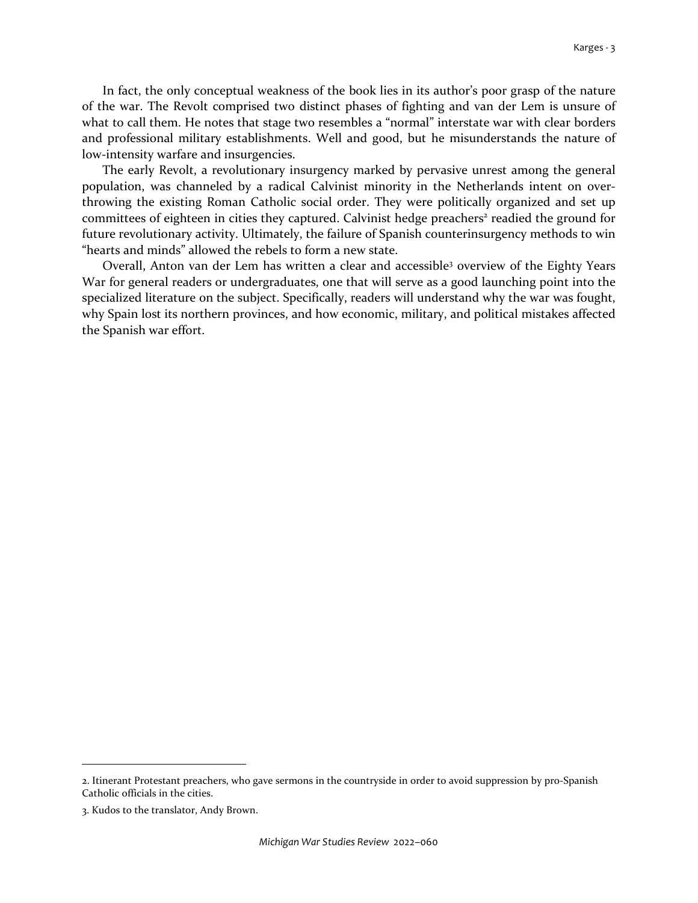In fact, the only conceptual weakness of the book lies in its author's poor grasp of the nature of the war. The Revolt comprised two distinct phases of fighting and van der Lem is unsure of what to call them. He notes that stage two resembles a "normal" interstate war with clear borders and professional military establishments. Well and good, but he misunderstands the nature of low-intensity warfare and insurgencies.

The early Revolt, a revolutionary insurgency marked by pervasive unrest among the general population, was channeled by a radical Calvinist minority in the Netherlands intent on overthrowing the existing Roman Catholic social order. They were politically organized and set up committees of eighteen in cities they captured. Calvinist hedge preachers[2] readied the ground for future revolutionary activity. Ultimately, the failure of Spanish counterinsurgency methods to win "hearts and minds" allowed the rebels to form a new state.

Overall, Anton van der Lem has written a clear and accessible[3] overview of the Eighty Years War for general readers or undergraduates, one that will serve as a good launching point into the specialized literature on the subject. Specifically, readers will understand why the war was fought, why Spain lost its northern provinces, and how economic, military, and political mistakes affected the Spanish war effort.

---

2. Itinerant Protestant preachers, who gave sermons in the countryside in order to avoid suppression by pro-Spanish Catholic officials in the cities.

3. Kudos to the translator, Andy Brown.